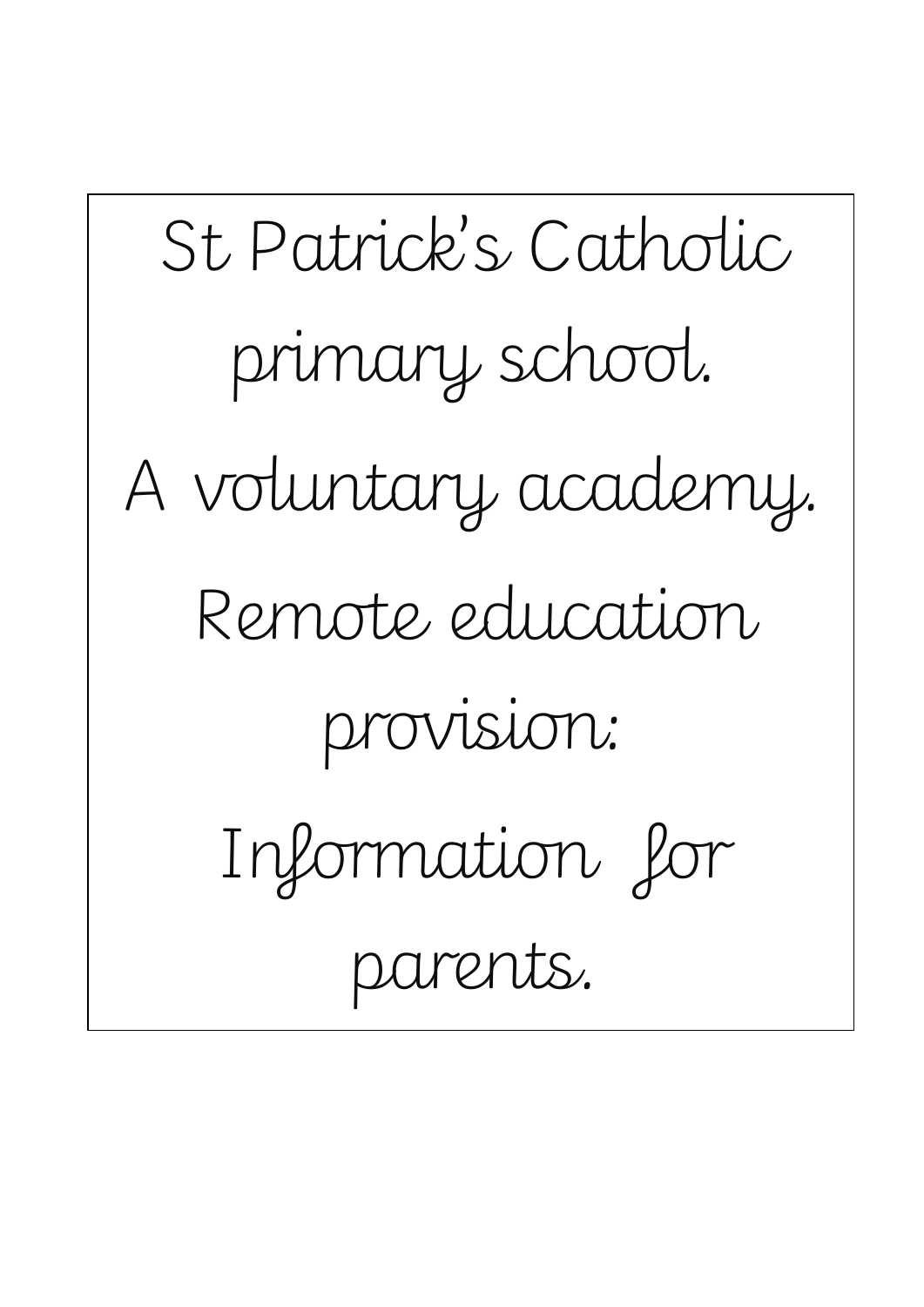# St Patrick's Catholic primary school.

# A voluntary academy.

# Remote education provision:

# Information for parents.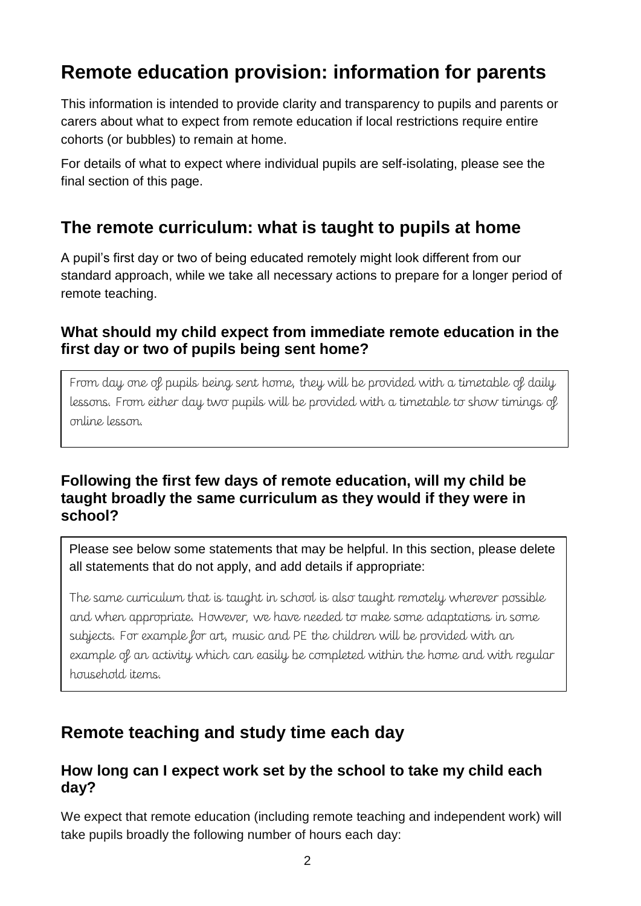# Remote education provision: information for parents

This information is intended to provide clarity and transparency to pupils and parents or carers about what to expect from remote education if local restrictions require entire cohorts (or bubbles) to remain at home.

For details of what to expect where individual pupils are self-isolating, please see the final section of this page.

## The remote curriculum: what is taught to pupils at home

A pupil's first day or two of being educated remotely might look different from our standard approach, while we take all necessary actions to prepare for a longer period of remote teaching.

### What should my child expect from immediate remote education in the first day or two of pupils being sent home?

From day one of pupils being sent home, they will be provided with a timetable of daily lessons. From either day two pupils will be provided with a timetable to show timings of online lesson.

### Following the first few days of remote education, will my child be taught broadly the same curriculum as they would if they were in school?

Please see below some statements that may be helpful. In this section, please delete all statements that do not apply, and add details if appropriate:

The same curriculum that is taught in school is also taught remotely wherever possible and when appropriate. However, we have needed to make some adaptations in some subjects. For example for art, music and PE the children will be provided with an example of an activity which can easily be completed within the home and with regular household items.

## Remote teaching and study time each day

### How long can I expect work set by the school to take my child each day?

We expect that remote education (including remote teaching and independent work) will take pupils broadly the following number of hours each day: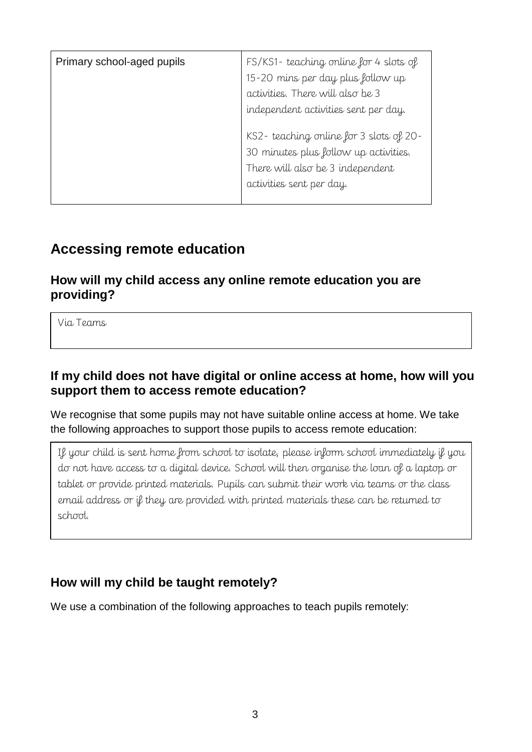| Primary school-aged pupils | FS/KS1- teaching online for 4 slots of 15-20 mins per day plus follow up activities. There will also be 3 independent activities sent per day.<br><br>KS2- teaching online for 3 slots of 20-30 minutes plus follow up activities. There will also be 3 independent activities sent per day. |
|---|---|

## Accessing remote education

### How will my child access any online remote education you are providing?

Via Teams

### If my child does not have digital or online access at home, how will you support them to access remote education?

We recognise that some pupils may not have suitable online access at home. We take the following approaches to support those pupils to access remote education:

If your child is sent home from school to isolate, please inform school immediately if you do not have access to a digital device. School will then organise the loan of a laptop or tablet or provide printed materials. Pupils can submit their work via teams or the class email address or if they are provided with printed materials these can be returned to school.

### How will my child be taught remotely?

We use a combination of the following approaches to teach pupils remotely: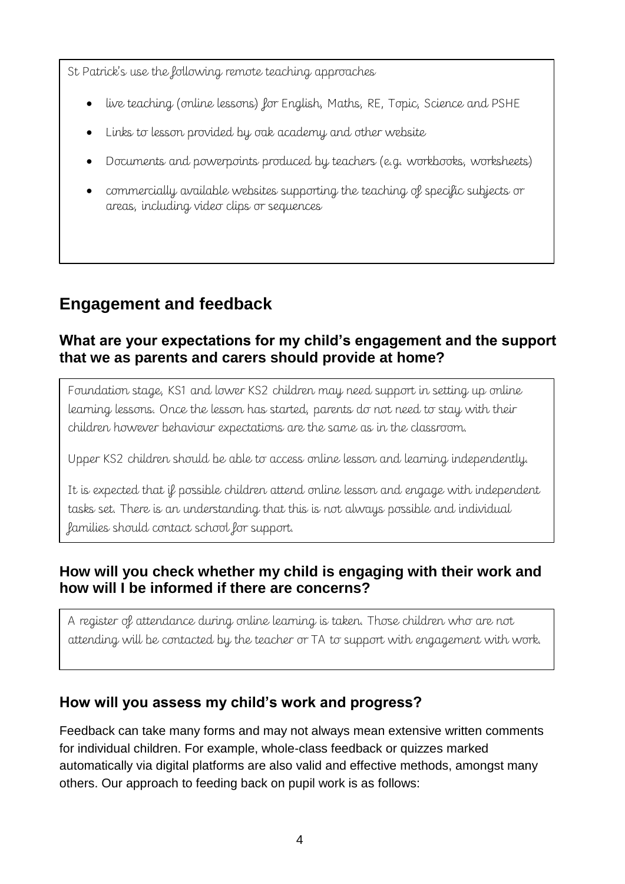St Patrick's use the following remote teaching approaches

- live teaching (online lessons) for English, Maths, RE, Topic, Science and PSHE
- Links to lesson provided by oak academy and other website
- Documents and powerpoints produced by teachers (e.g. workbooks, worksheets)
- commercially available websites supporting the teaching of specific subjects or areas, including video clips or sequences

## Engagement and feedback

### What are your expectations for my child's engagement and the support that we as parents and carers should provide at home?

Foundation stage, KS1 and lower KS2 children may need support in setting up online learning lessons. Once the lesson has started, parents do not need to stay with their children however behaviour expectations are the same as in the classroom.

Upper KS2 children should be able to access online lesson and learning independently.

It is expected that if possible children attend online lesson and engage with independent tasks set. There is an understanding that this is not always possible and individual families should contact school for support.

### How will you check whether my child is engaging with their work and how will I be informed if there are concerns?

A register of attendance during online learning is taken. Those children who are not attending will be contacted by the teacher or TA to support with engagement with work.

### How will you assess my child's work and progress?

Feedback can take many forms and may not always mean extensive written comments for individual children. For example, whole-class feedback or quizzes marked automatically via digital platforms are also valid and effective methods, amongst many others. Our approach to feeding back on pupil work is as follows: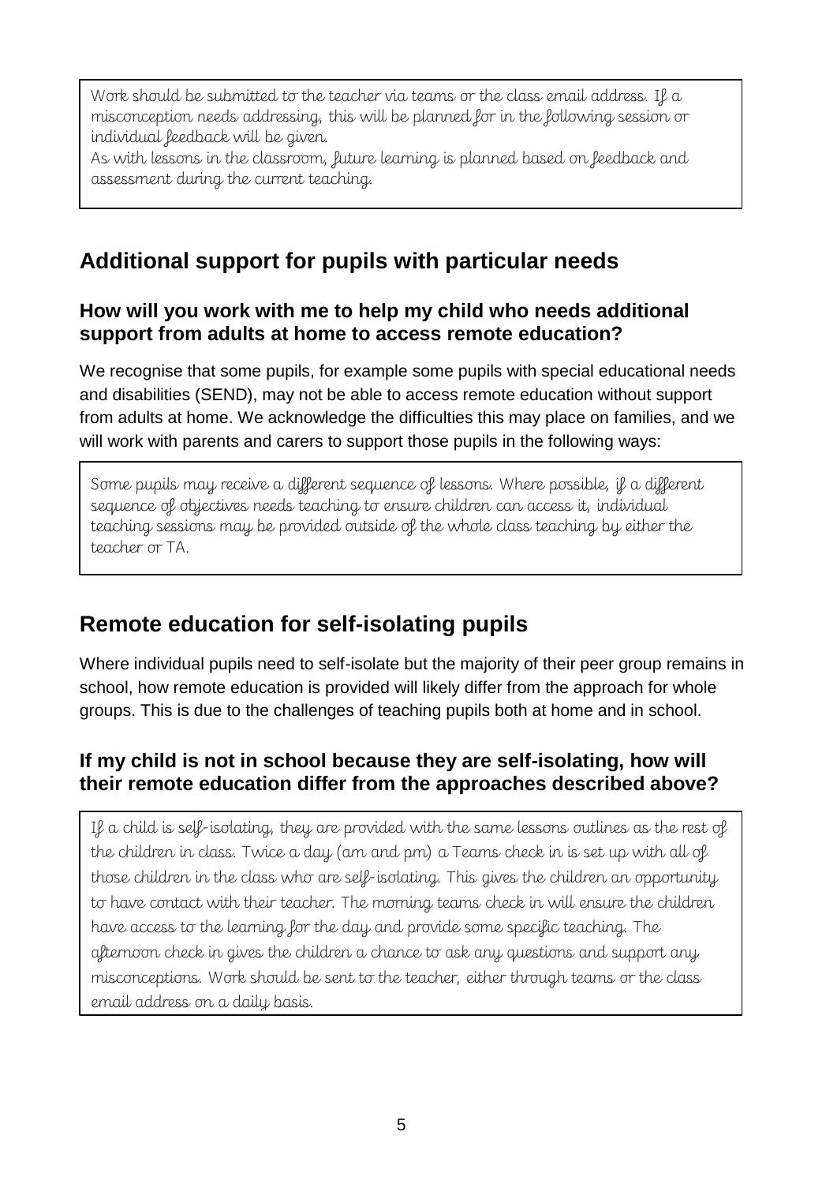Work should be submitted to the teacher via teams or the class email address. If a misconception needs addressing, this will be planned for in the following session or individual feedback will be given.

As with lessons in the classroom, future learning is planned based on feedback and assessment during the current teaching.

## Additional support for pupils with particular needs

### How will you work with me to help my child who needs additional support from adults at home to access remote education?

We recognise that some pupils, for example some pupils with special educational needs and disabilities (SEND), may not be able to access remote education without support from adults at home. We acknowledge the difficulties this may place on families, and we will work with parents and carers to support those pupils in the following ways:

Some pupils may receive a different sequence of lessons. Where possible, if a different sequence of objectives needs teaching to ensure children can access it, individual teaching sessions may be provided outside of the whole class teaching by either the teacher or TA.

## Remote education for self-isolating pupils

Where individual pupils need to self-isolate but the majority of their peer group remains in school, how remote education is provided will likely differ from the approach for whole groups. This is due to the challenges of teaching pupils both at home and in school.

### If my child is not in school because they are self-isolating, how will their remote education differ from the approaches described above?

If a child is self-isolating, they are provided with the same lessons outlines as the rest of the children in class. Twice a day (am and pm) a Teams check in is set up with all of those children in the class who are self-isolating. This gives the children an opportunity to have contact with their teacher. The morning teams check in will ensure the children have access to the learning for the day and provide some specific teaching. The afternoon check in gives the children a chance to ask any questions and support any misconceptions. Work should be sent to the teacher, either through teams or the class email address on a daily basis.